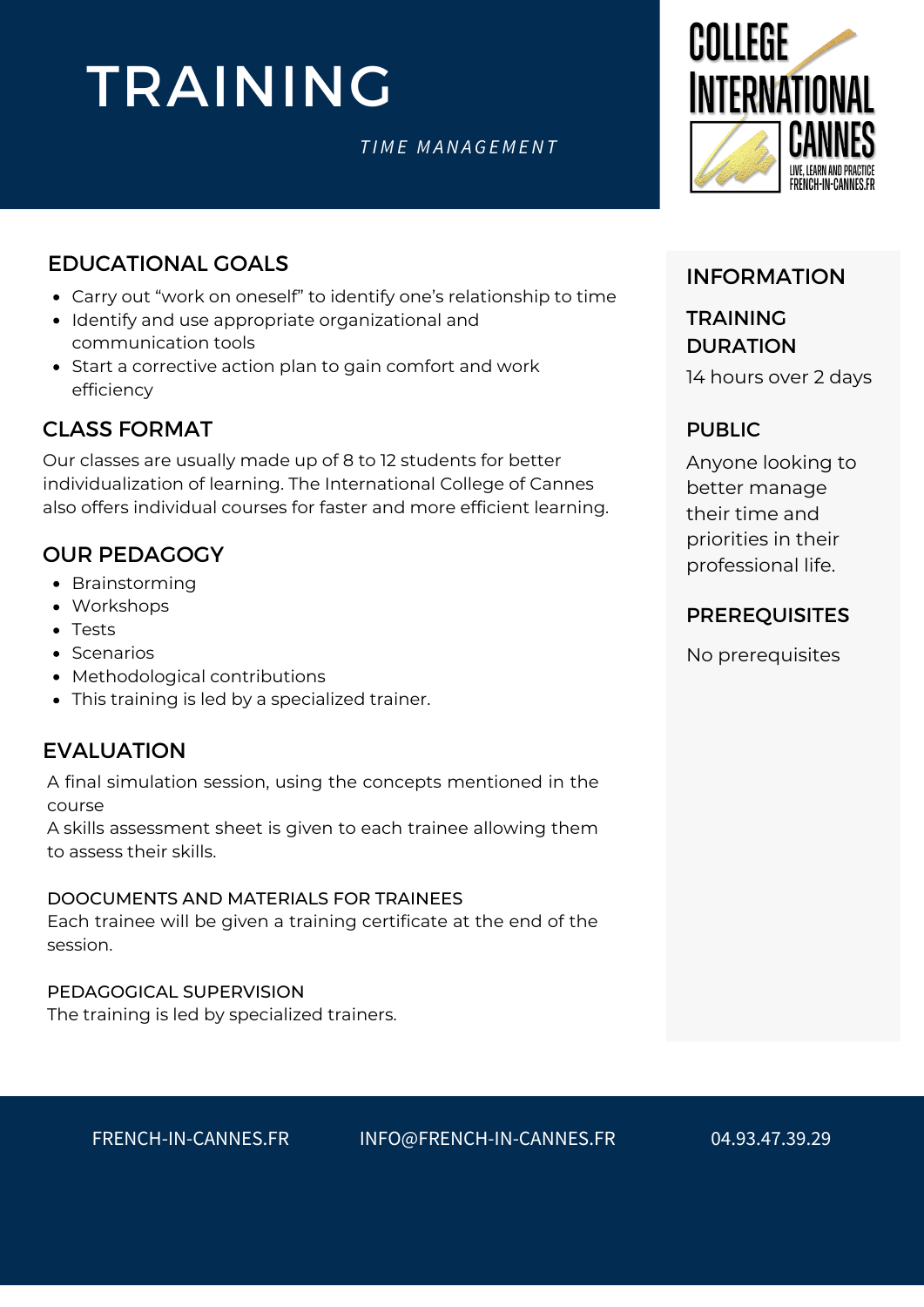# TRAINING

*TIME MANAGEMENT*

COLLEGE INTERNATIONAL CANNES

LIVE, LEARN AND PRACTICE
FRENCH-IN-CANNES.FR

## EDUCATIONAL GOALS

- Carry out “work on oneself” to identify one’s relationship to time
- Identify and use appropriate organizational and communication tools
- Start a corrective action plan to gain comfort and work efficiency

## CLASS FORMAT

Our classes are usually made up of 8 to 12 students for better individualization of learning. The International College of Cannes also offers individual courses for faster and more efficient learning.

## OUR PEDAGOGY

- Brainstorming
- Workshops
- Tests
- Scenarios
- Methodological contributions
- This training is led by a specialized trainer.

## EVALUATION

A final simulation session, using the concepts mentioned in the course

A skills assessment sheet is given to each trainee allowing them to assess their skills.

### DOOCUMENTS AND MATERIALS FOR TRAINEES

Each trainee will be given a training certificate at the end of the session.

### PEDAGOGICAL SUPERVISION

The training is led by specialized trainers.

## INFORMATION

### TRAINING DURATION

14 hours over 2 days

### PUBLIC

Anyone looking to better manage their time and priorities in their professional life.

### PREREQUISITES

No prerequisites

FRENCH-IN-CANNES.FR INFO@FRENCH-IN-CANNES.FR 04.93.47.39.29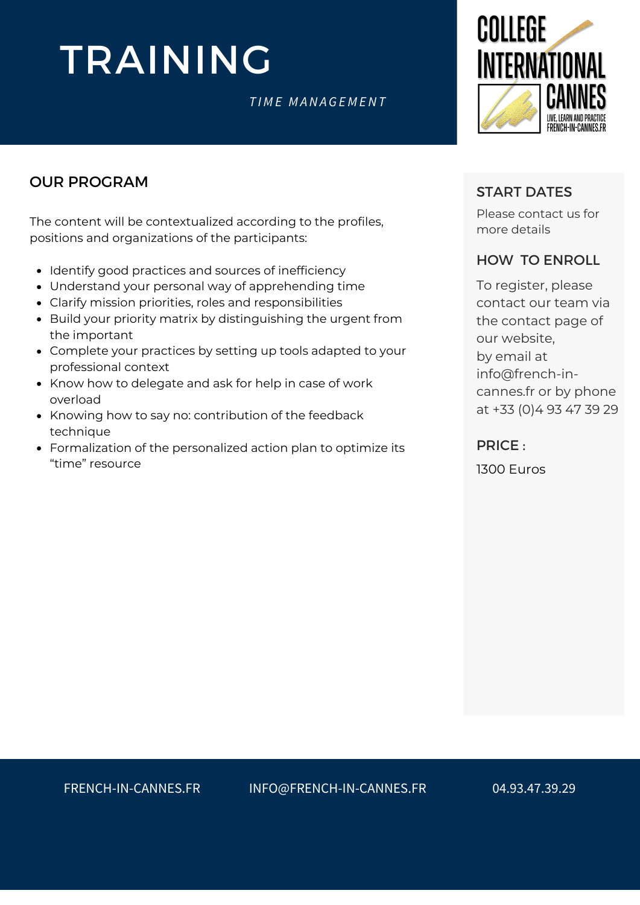# TRAINING

*TIME MANAGEMENT*

## OUR PROGRAM

The content will be contextualized according to the profiles, positions and organizations of the participants:

- Identify good practices and sources of inefficiency
- Understand your personal way of apprehending time
- Clarify mission priorities, roles and responsibilities
- Build your priority matrix by distinguishing the urgent from the important
- Complete your practices by setting up tools adapted to your professional context
- Know how to delegate and ask for help in case of work overload
- Knowing how to say no: contribution of the feedback technique
- Formalization of the personalized action plan to optimize its "time" resource

## START DATES

Please contact us for more details

## HOW TO ENROLL

To register, please contact our team via the contact page of our website, by email at info@french-in-cannes.fr or by phone at +33 (0)4 93 47 39 29

## PRICE :

1300 Euros

FRENCH-IN-CANNES.FR INFO@FRENCH-IN-CANNES.FR 04.93.47.39.29